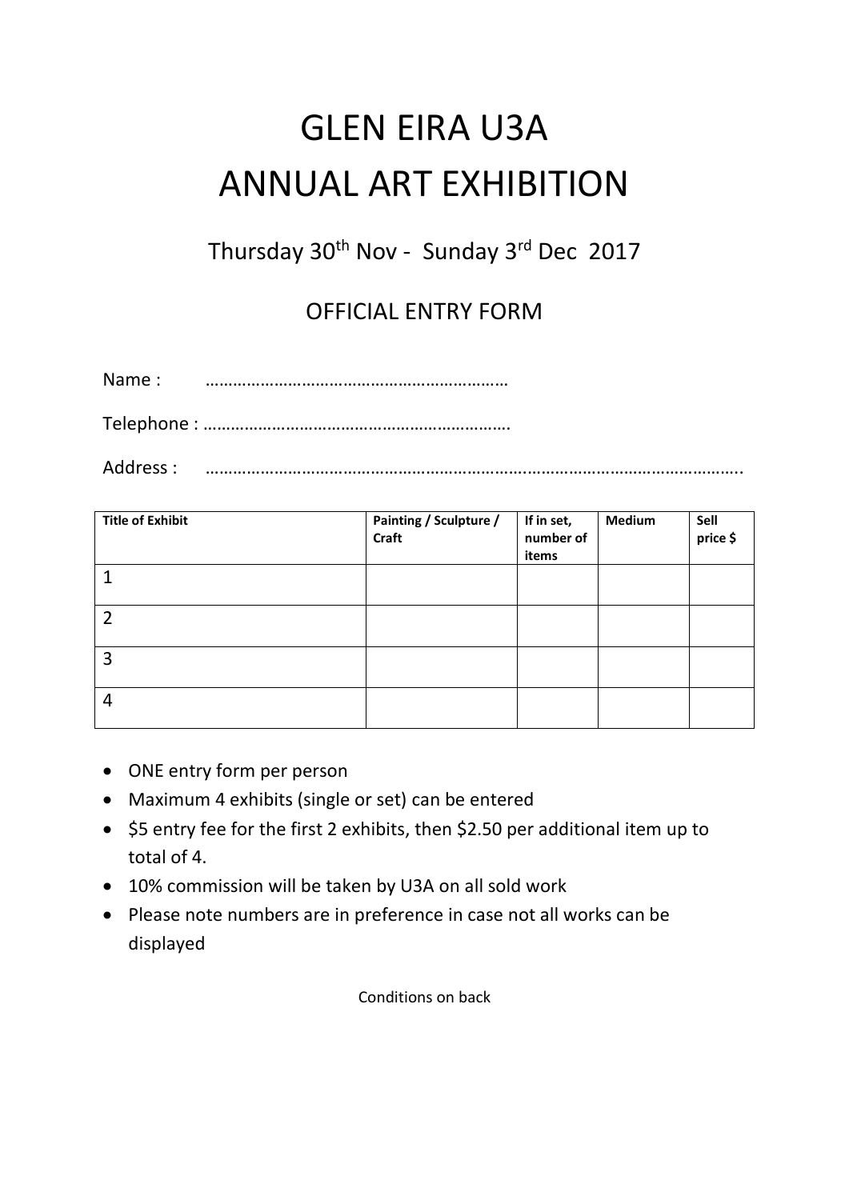# GLEN EIRA U3A
# ANNUAL ART EXHIBITION

## Thursday 30th Nov - Sunday 3rd Dec 2017

### OFFICIAL ENTRY FORM

Name : ……………………………………………………….

Telephone : ……………………………………………………….

Address : …………………………………………………………………………………………………..

| Title of Exhibit | Painting / Sculpture / Craft | If in set, number of items | Medium | Sell price $ |
|---|---|---|---|---|
| 1 | | | | |
| 2 | | | | |
| 3 | | | | |
| 4 | | | | |

- ONE entry form per person
- Maximum 4 exhibits (single or set) can be entered
- $5 entry fee for the first 2 exhibits, then $2.50 per additional item up to total of 4.
- 10% commission will be taken by U3A on all sold work
- Please note numbers are in preference in case not all works can be displayed

Conditions on back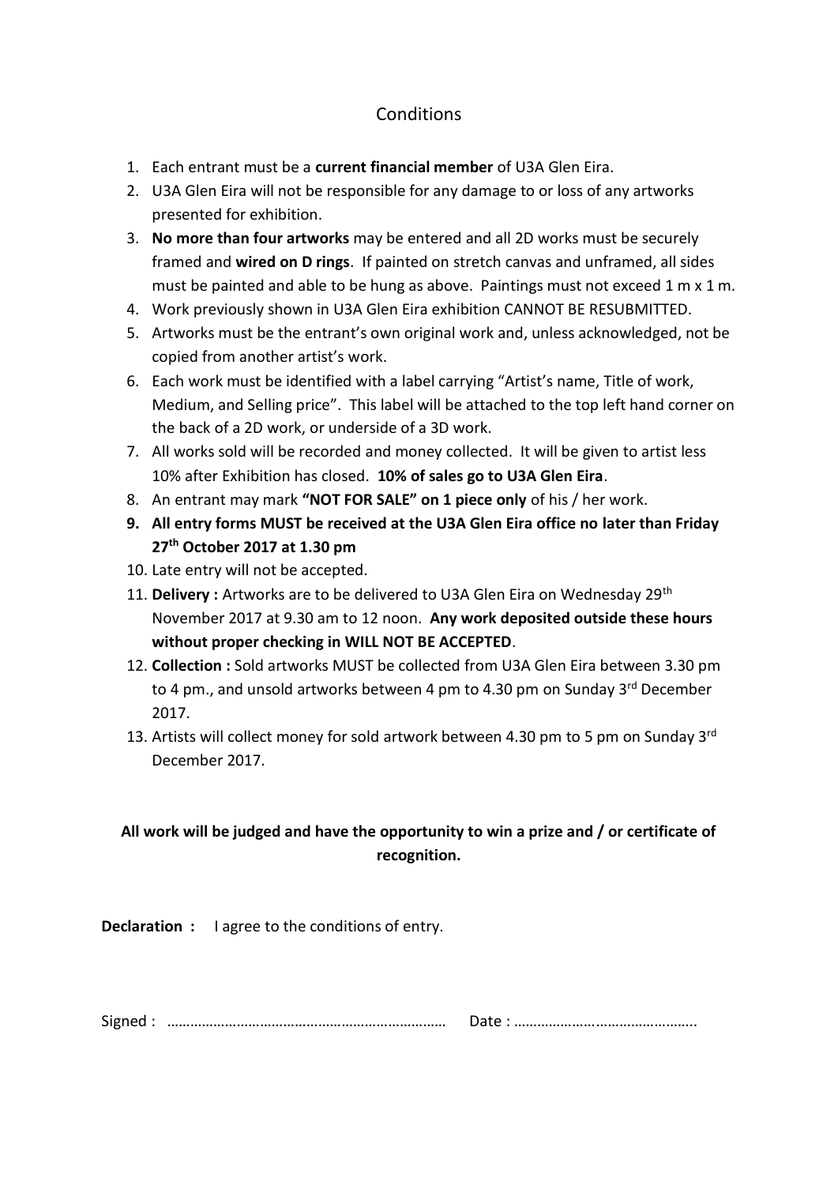# Conditions

1. Each entrant must be a **current financial member** of U3A Glen Eira.
2. U3A Glen Eira will not be responsible for any damage to or loss of any artworks presented for exhibition.
3. **No more than four artworks** may be entered and all 2D works must be securely framed and **wired on D rings**. If painted on stretch canvas and unframed, all sides must be painted and able to be hung as above. Paintings must not exceed 1 m x 1 m.
4. Work previously shown in U3A Glen Eira exhibition CANNOT BE RESUBMITTED.
5. Artworks must be the entrant's own original work and, unless acknowledged, not be copied from another artist's work.
6. Each work must be identified with a label carrying "Artist's name, Title of work, Medium, and Selling price". This label will be attached to the top left hand corner on the back of a 2D work, or underside of a 3D work.
7. All works sold will be recorded and money collected. It will be given to artist less 10% after Exhibition has closed. **10% of sales go to U3A Glen Eira**.
8. An entrant may mark **"NOT FOR SALE" on 1 piece only** of his / her work.
9. **All entry forms MUST be received at the U3A Glen Eira office no later than Friday 27th October 2017 at 1.30 pm**
10. Late entry will not be accepted.
11. **Delivery :** Artworks are to be delivered to U3A Glen Eira on Wednesday 29th November 2017 at 9.30 am to 12 noon. **Any work deposited outside these hours without proper checking in WILL NOT BE ACCEPTED**.
12. **Collection :** Sold artworks MUST be collected from U3A Glen Eira between 3.30 pm to 4 pm., and unsold artworks between 4 pm to 4.30 pm on Sunday 3rd December 2017.
13. Artists will collect money for sold artwork between 4.30 pm to 5 pm on Sunday 3rd December 2017.

**All work will be judged and have the opportunity to win a prize and / or certificate of recognition.**

**Declaration :** I agree to the conditions of entry.

Signed : ……………………………………………………………… Date : ………………………………………..